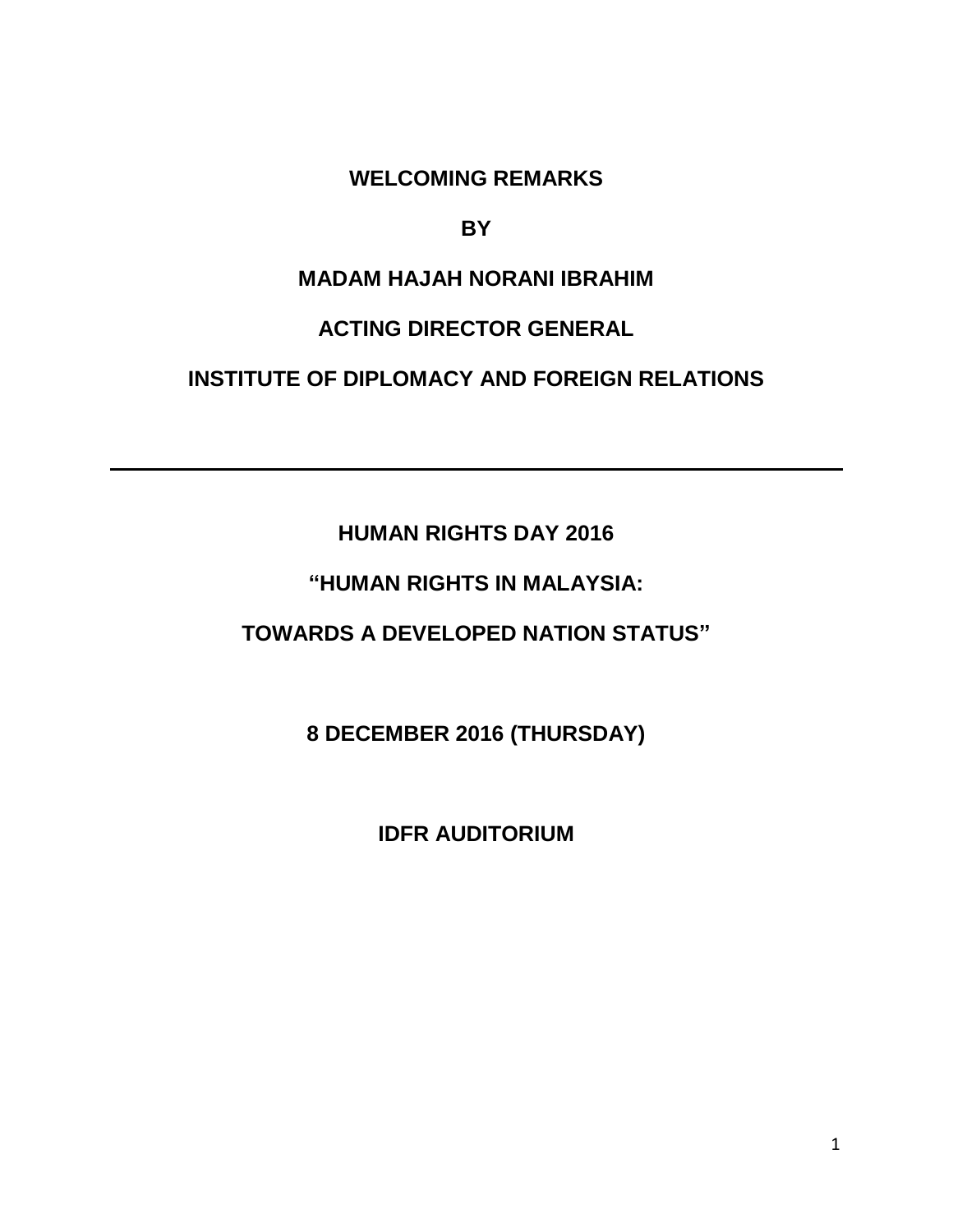**WELCOMING REMARKS**

**BY**

**MADAM HAJAH NORANI IBRAHIM**

**ACTING DIRECTOR GENERAL**

**INSTITUTE OF DIPLOMACY AND FOREIGN RELATIONS**

---

**HUMAN RIGHTS DAY 2016**

**"HUMAN RIGHTS IN MALAYSIA:**

**TOWARDS A DEVELOPED NATION STATUS"**

**8 DECEMBER 2016 (THURSDAY)**

**IDFR AUDITORIUM**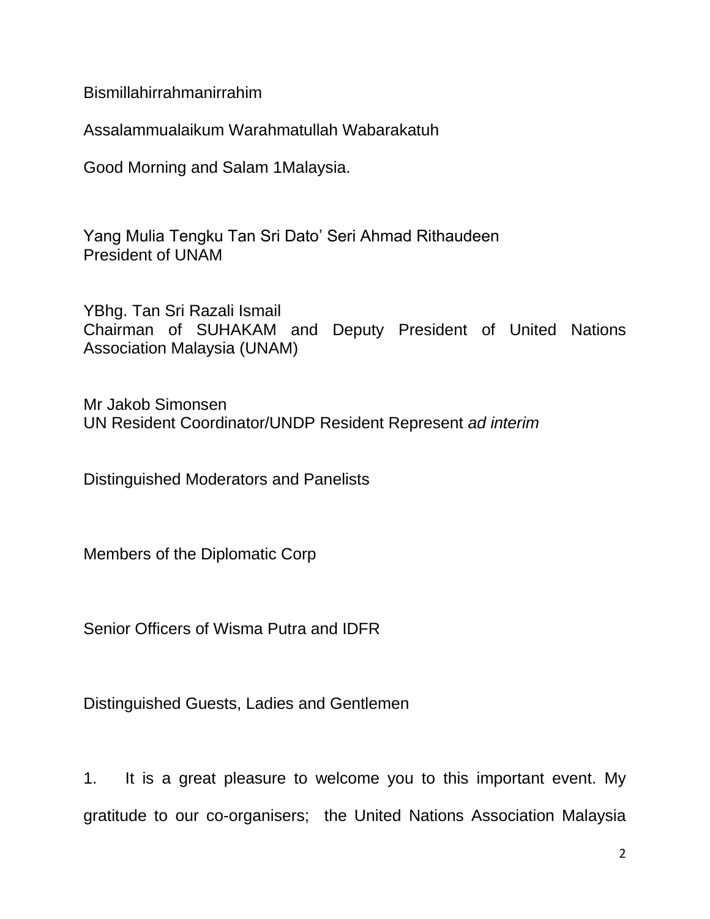Bismillahirrahmanirrahim

Assalammualaikum Warahmatullah Wabarakatuh

Good Morning and Salam 1Malaysia.

Yang Mulia Tengku Tan Sri Dato' Seri Ahmad Rithaudeen
President of UNAM

YBhg. Tan Sri Razali Ismail
Chairman of SUHAKAM and Deputy President of United Nations Association Malaysia (UNAM)

Mr Jakob Simonsen
UN Resident Coordinator/UNDP Resident Represent *ad interim*

Distinguished Moderators and Panelists

Members of the Diplomatic Corp

Senior Officers of Wisma Putra and IDFR

Distinguished Guests, Ladies and Gentlemen

1. It is a great pleasure to welcome you to this important event. My gratitude to our co-organisers; the United Nations Association Malaysia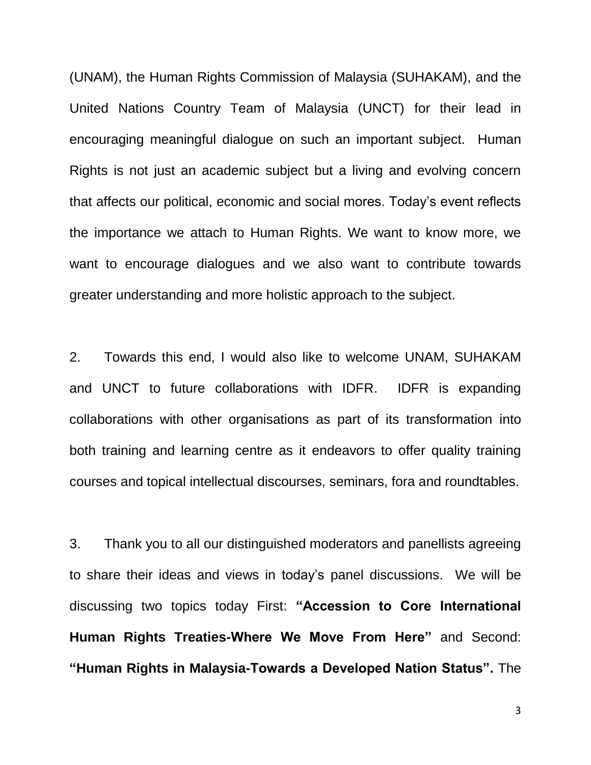(UNAM), the Human Rights Commission of Malaysia (SUHAKAM), and the United Nations Country Team of Malaysia (UNCT) for their lead in encouraging meaningful dialogue on such an important subject. Human Rights is not just an academic subject but a living and evolving concern that affects our political, economic and social mores. Today's event reflects the importance we attach to Human Rights. We want to know more, we want to encourage dialogues and we also want to contribute towards greater understanding and more holistic approach to the subject.

2. Towards this end, I would also like to welcome UNAM, SUHAKAM and UNCT to future collaborations with IDFR. IDFR is expanding collaborations with other organisations as part of its transformation into both training and learning centre as it endeavors to offer quality training courses and topical intellectual discourses, seminars, fora and roundtables.

3. Thank you to all our distinguished moderators and panellists agreeing to share their ideas and views in today's panel discussions. We will be discussing two topics today First: **"Accession to Core International Human Rights Treaties-Where We Move From Here"** and Second: **"Human Rights in Malaysia-Towards a Developed Nation Status".** The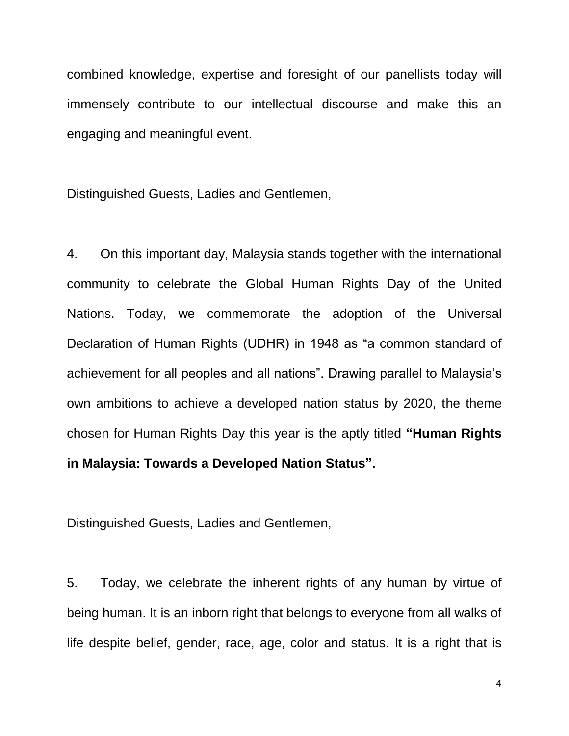combined knowledge, expertise and foresight of our panellists today will immensely contribute to our intellectual discourse and make this an engaging and meaningful event.

Distinguished Guests, Ladies and Gentlemen,

4. On this important day, Malaysia stands together with the international community to celebrate the Global Human Rights Day of the United Nations. Today, we commemorate the adoption of the Universal Declaration of Human Rights (UDHR) in 1948 as "a common standard of achievement for all peoples and all nations". Drawing parallel to Malaysia's own ambitions to achieve a developed nation status by 2020, the theme chosen for Human Rights Day this year is the aptly titled **"Human Rights in Malaysia: Towards a Developed Nation Status".**

Distinguished Guests, Ladies and Gentlemen,

5. Today, we celebrate the inherent rights of any human by virtue of being human. It is an inborn right that belongs to everyone from all walks of life despite belief, gender, race, age, color and status. It is a right that is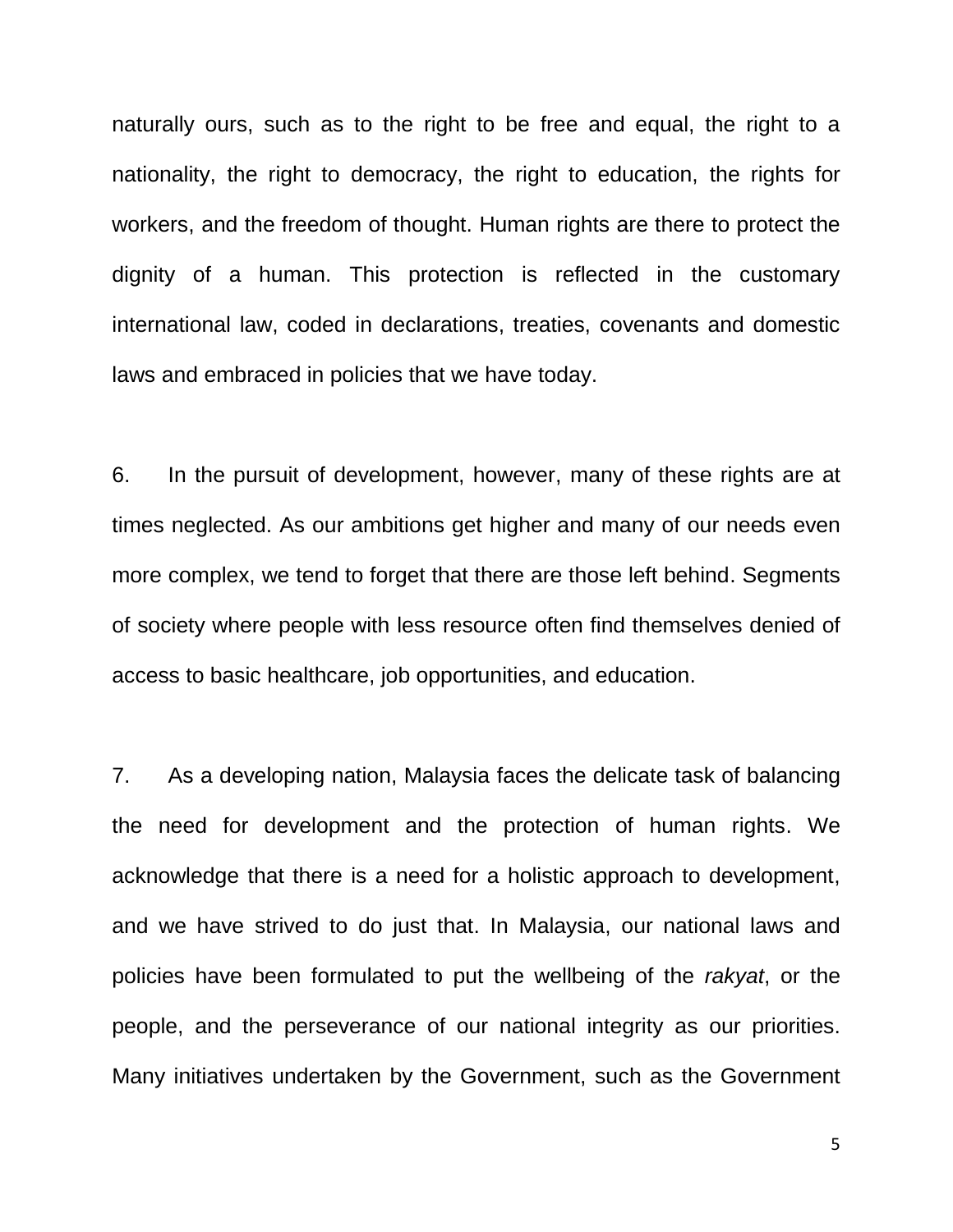naturally ours, such as to the right to be free and equal, the right to a nationality, the right to democracy, the right to education, the rights for workers, and the freedom of thought. Human rights are there to protect the dignity of a human. This protection is reflected in the customary international law, coded in declarations, treaties, covenants and domestic laws and embraced in policies that we have today.

6. In the pursuit of development, however, many of these rights are at times neglected. As our ambitions get higher and many of our needs even more complex, we tend to forget that there are those left behind. Segments of society where people with less resource often find themselves denied of access to basic healthcare, job opportunities, and education.

7. As a developing nation, Malaysia faces the delicate task of balancing the need for development and the protection of human rights. We acknowledge that there is a need for a holistic approach to development, and we have strived to do just that. In Malaysia, our national laws and policies have been formulated to put the wellbeing of the *rakyat*, or the people, and the perseverance of our national integrity as our priorities. Many initiatives undertaken by the Government, such as the Government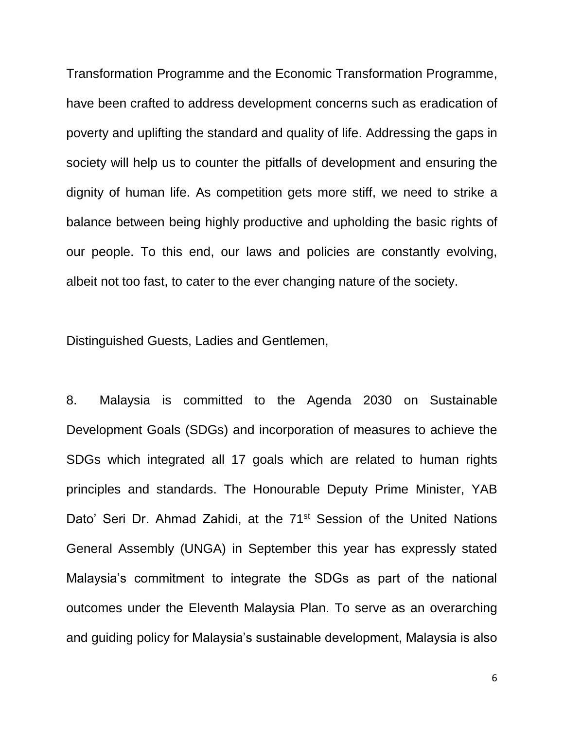Transformation Programme and the Economic Transformation Programme, have been crafted to address development concerns such as eradication of poverty and uplifting the standard and quality of life. Addressing the gaps in society will help us to counter the pitfalls of development and ensuring the dignity of human life. As competition gets more stiff, we need to strike a balance between being highly productive and upholding the basic rights of our people. To this end, our laws and policies are constantly evolving, albeit not too fast, to cater to the ever changing nature of the society.

Distinguished Guests, Ladies and Gentlemen,

8. Malaysia is committed to the Agenda 2030 on Sustainable Development Goals (SDGs) and incorporation of measures to achieve the SDGs which integrated all 17 goals which are related to human rights principles and standards. The Honourable Deputy Prime Minister, YAB Dato' Seri Dr. Ahmad Zahidi, at the 71st Session of the United Nations General Assembly (UNGA) in September this year has expressly stated Malaysia's commitment to integrate the SDGs as part of the national outcomes under the Eleventh Malaysia Plan. To serve as an overarching and guiding policy for Malaysia's sustainable development, Malaysia is also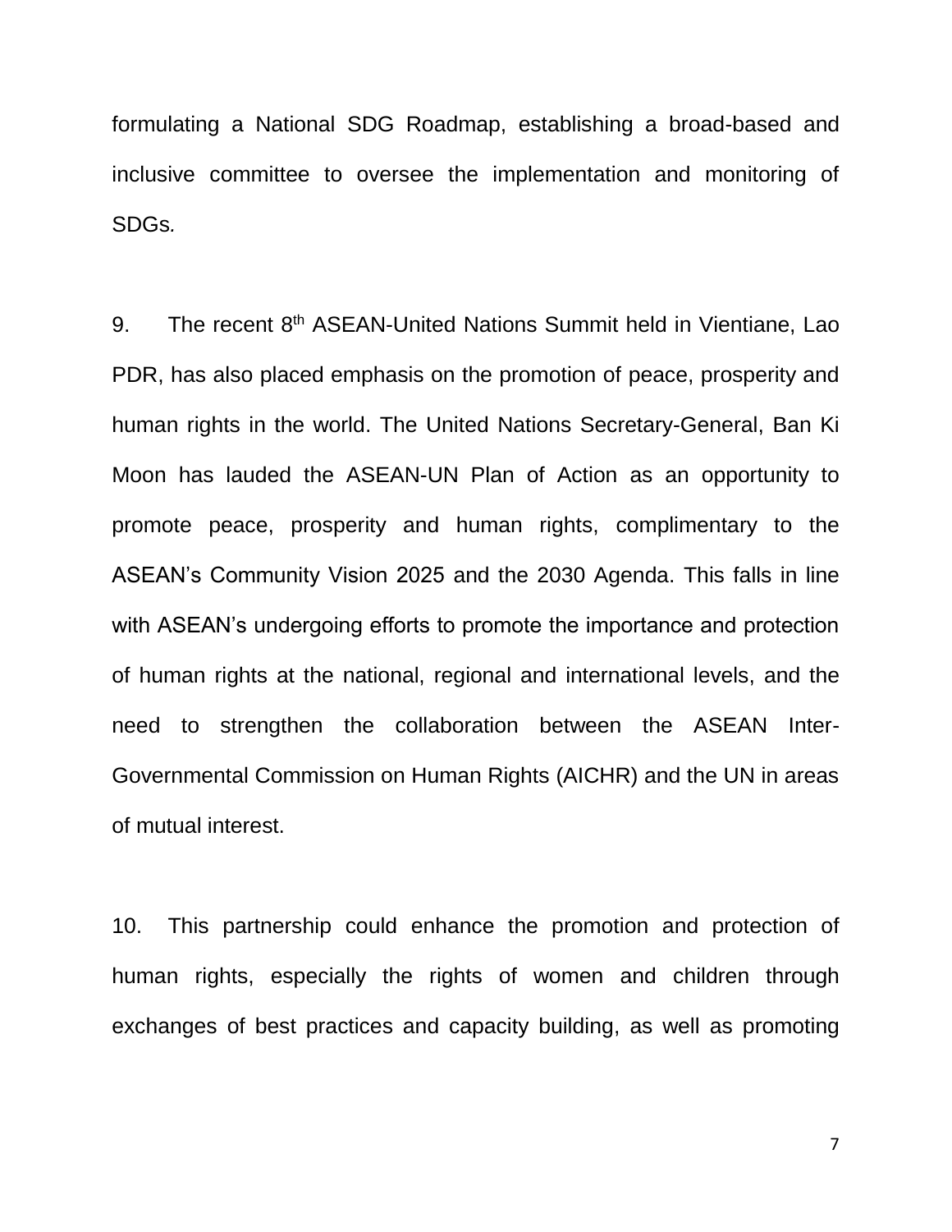formulating a National SDG Roadmap, establishing a broad-based and inclusive committee to oversee the implementation and monitoring of SDGs.

9. The recent 8th ASEAN-United Nations Summit held in Vientiane, Lao PDR, has also placed emphasis on the promotion of peace, prosperity and human rights in the world. The United Nations Secretary-General, Ban Ki Moon has lauded the ASEAN-UN Plan of Action as an opportunity to promote peace, prosperity and human rights, complimentary to the ASEAN's Community Vision 2025 and the 2030 Agenda. This falls in line with ASEAN's undergoing efforts to promote the importance and protection of human rights at the national, regional and international levels, and the need to strengthen the collaboration between the ASEAN Inter-Governmental Commission on Human Rights (AICHR) and the UN in areas of mutual interest.

10. This partnership could enhance the promotion and protection of human rights, especially the rights of women and children through exchanges of best practices and capacity building, as well as promoting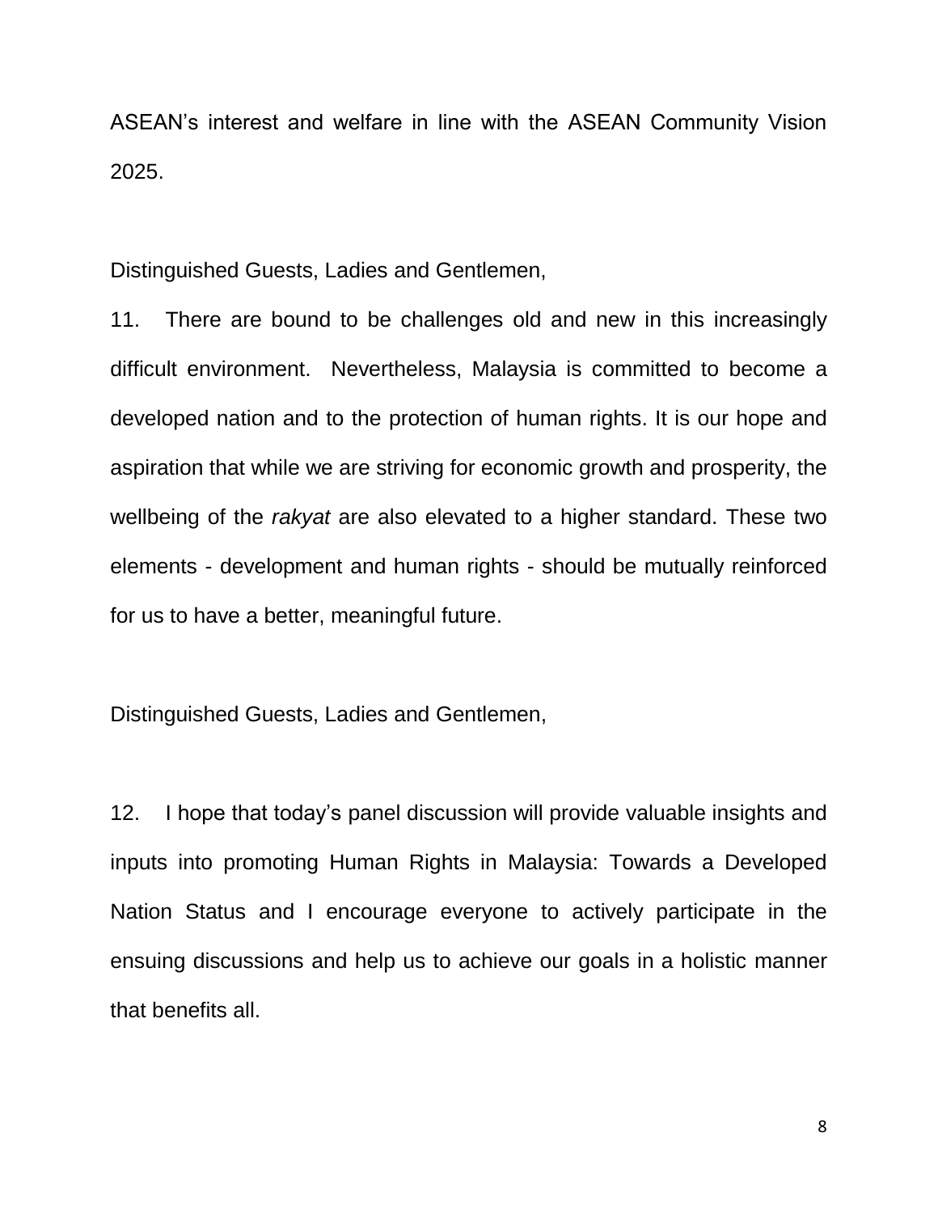ASEAN's interest and welfare in line with the ASEAN Community Vision 2025.

Distinguished Guests, Ladies and Gentlemen,

11. There are bound to be challenges old and new in this increasingly difficult environment. Nevertheless, Malaysia is committed to become a developed nation and to the protection of human rights. It is our hope and aspiration that while we are striving for economic growth and prosperity, the wellbeing of the *rakyat* are also elevated to a higher standard. These two elements - development and human rights - should be mutually reinforced for us to have a better, meaningful future.

Distinguished Guests, Ladies and Gentlemen,

12. I hope that today's panel discussion will provide valuable insights and inputs into promoting Human Rights in Malaysia: Towards a Developed Nation Status and I encourage everyone to actively participate in the ensuing discussions and help us to achieve our goals in a holistic manner that benefits all.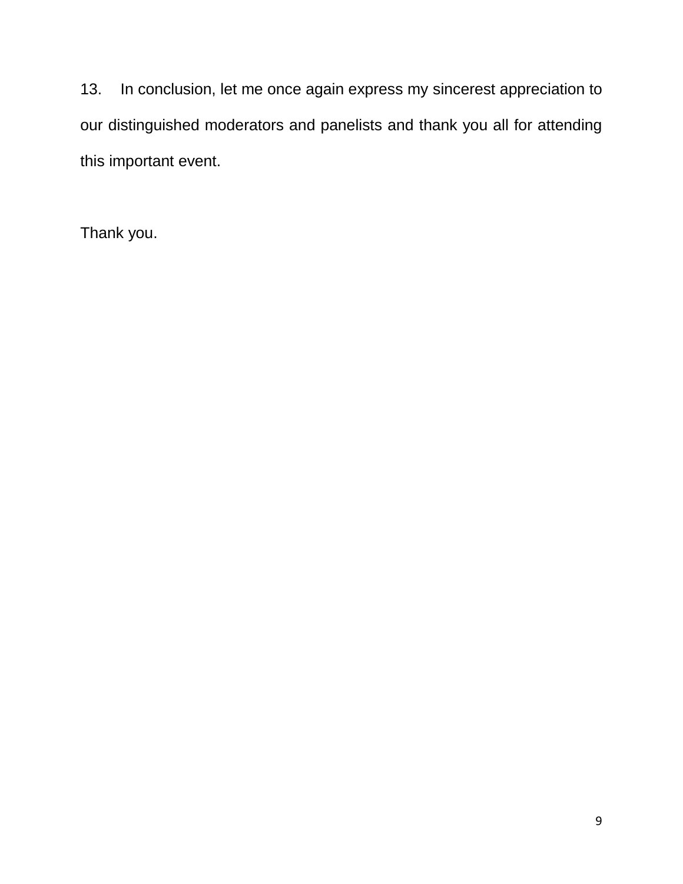13. In conclusion, let me once again express my sincerest appreciation to our distinguished moderators and panelists and thank you all for attending this important event.

Thank you.